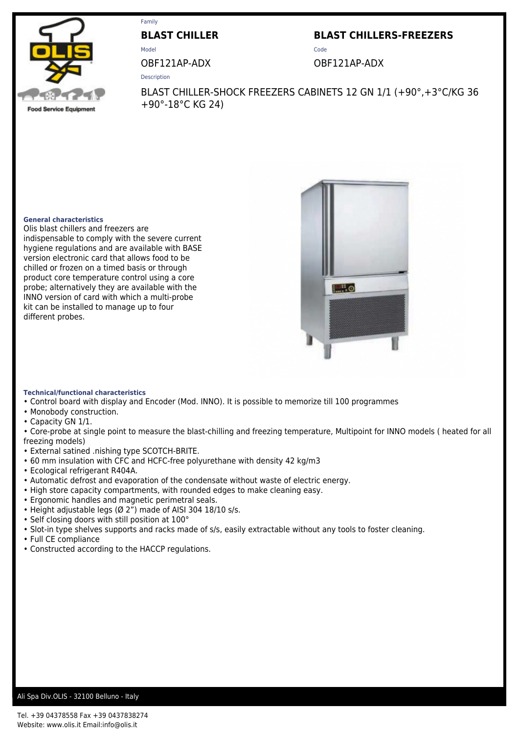Family

**BLAST CHILLER**

Model

OBF121AP-ADX

Code

**BLAST CHILLERS-FREEZERS**

OBF121AP-ADX

Description

BLAST CHILLER-SHOCK FREEZERS CABINETS 12 GN 1/1 (+90°,+3°C/KG 36 +90°-18°C KG 24)

### General characteristics

Olis blast chillers and freezers are indispensable to comply with the severe current hygiene regulations and are available with BASE version electronic card that allows food to be chilled or frozen on a timed basis or through product core temperature control using a core probe; alternatively they are available with the INNO version of card with which a multi-probe kit can be installed to manage up to four different probes.

### Technical/functional characteristics

- Control board with display and Encoder (Mod. INNO). It is possible to memorize till 100 programmes
- Monobody construction.
- Capacity GN 1/1.
- Core-probe at single point to measure the blast-chilling and freezing temperature, Multipoint for INNO models ( heated for all freezing models)
- External satined .nishing type SCOTCH-BRITE.
- 60 mm insulation with CFC and HCFC-free polyurethane with density 42 kg/m3
- Ecological refrigerant R404A.
- Automatic defrost and evaporation of the condensate without waste of electric energy.
- High store capacity compartments, with rounded edges to make cleaning easy.
- Ergonomic handles and magnetic perimetral seals.
- Height adjustable legs (Ø 2”) made of AISI 304 18/10 s/s.
- Self closing doors with still position at 100°
- Slot-in type shelves supports and racks made of s/s, easily extractable without any tools to foster cleaning.
- Full CE compliance
- Constructed according to the HACCP regulations.

Ali Spa Div.OLIS - 32100 Belluno - Italy

Tel. +39 04378558 Fax +39 0437838274
Website: www.olis.it Email:info@olis.it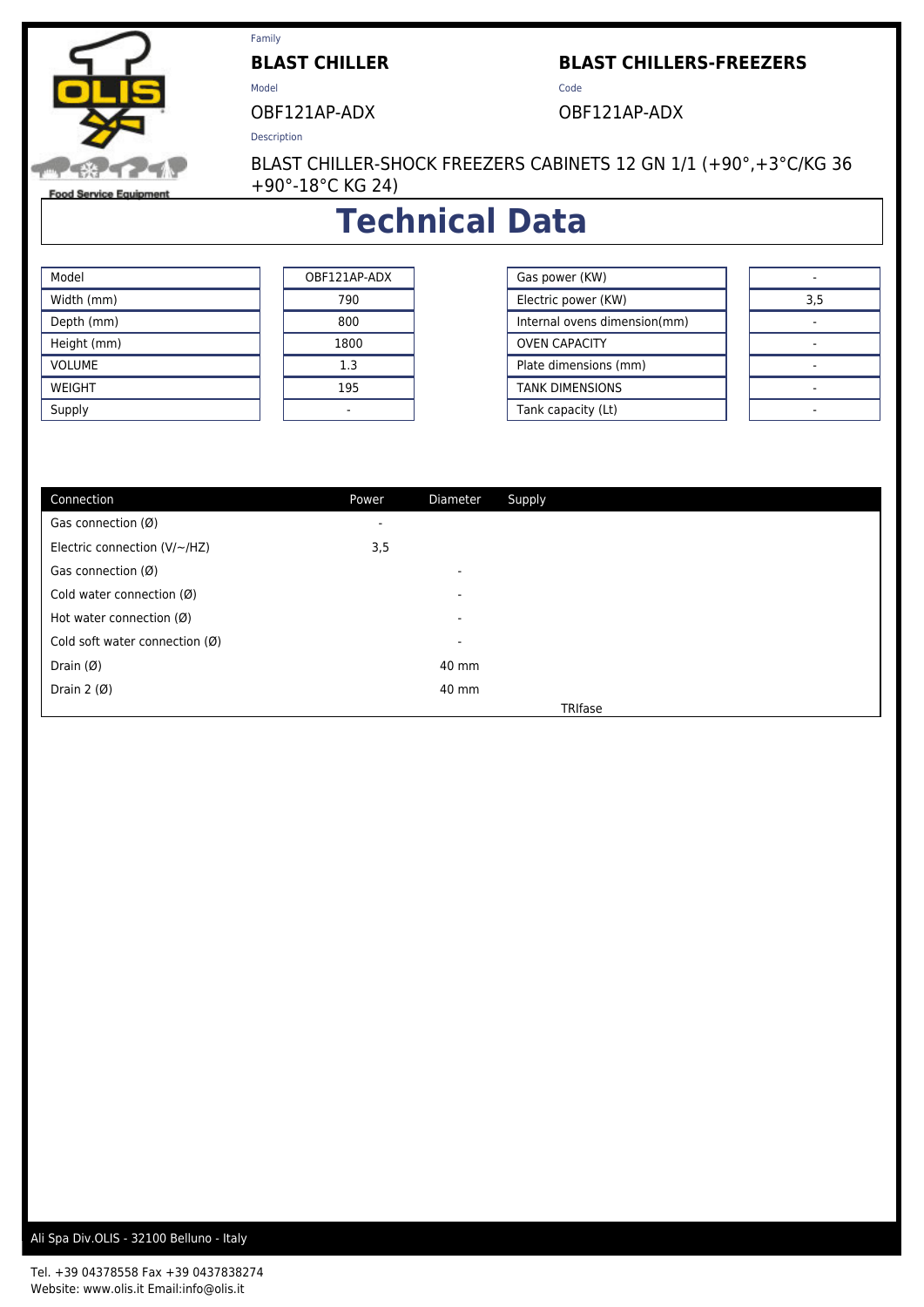Family

**BLAST CHILLER**

Model

OBF121AP-ADX

Description

**BLAST CHILLERS-FREEZERS**

Code

OBF121AP-ADX

BLAST CHILLER-SHOCK FREEZERS CABINETS 12 GN 1/1 (+90°,+3°C/KG 36 +90°-18°C KG 24)

# Technical Data

| | |
|---|---|
| Model | OBF121AP-ADX |
| Width (mm) | 790 |
| Depth (mm) | 800 |
| Height (mm) | 1800 |
| VOLUME | 1.3 |
| WEIGHT | 195 |
| Supply | - |

| | |
|---|---|
| Gas power (KW) | - |
| Electric power (KW) | 3,5 |
| Internal ovens dimension(mm) | - |
| OVEN CAPACITY | - |
| Plate dimensions (mm) | - |
| TANK DIMENSIONS | - |
| Tank capacity (Lt) | - |

| Connection | Power | Diameter | Supply |
|---|---|---|---|
| Gas connection (Ø) | - | | |
| Electric connection (V/~/HZ) | 3,5 | | |
| Gas connection (Ø) | | - | |
| Cold water connection (Ø) | | - | |
| Hot water connection (Ø) | | - | |
| Cold soft water connection (Ø) | | - | |
| Drain (Ø) | | 40 mm | |
| Drain 2 (Ø) | | 40 mm | |
| | | | TRIfase |

Ali Spa Div.OLIS - 32100 Belluno - Italy

Tel. +39 04378558 Fax +39 0437838274
Website: www.olis.it Email:info@olis.it